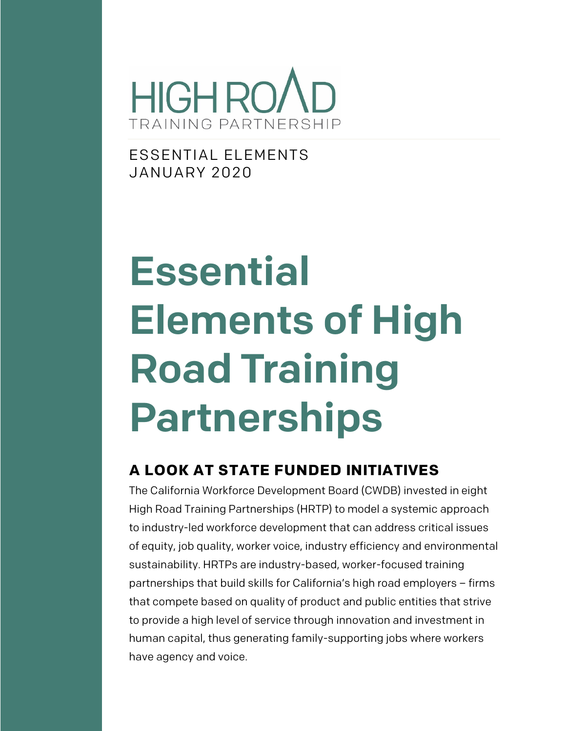HIGH ROAD
TRAINING PARTNERSHIP

ESSENTIAL ELEMENTS
JANUARY 2020

# Essential Elements of High Road Training Partnerships

## A LOOK AT STATE FUNDED INITIATIVES

The California Workforce Development Board (CWDB) invested in eight High Road Training Partnerships (HRTP) to model a systemic approach to industry-led workforce development that can address critical issues of equity, job quality, worker voice, industry efficiency and environmental sustainability. HRTPs are industry-based, worker-focused training partnerships that build skills for California's high road employers – firms that compete based on quality of product and public entities that strive to provide a high level of service through innovation and investment in human capital, thus generating family-supporting jobs where workers have agency and voice.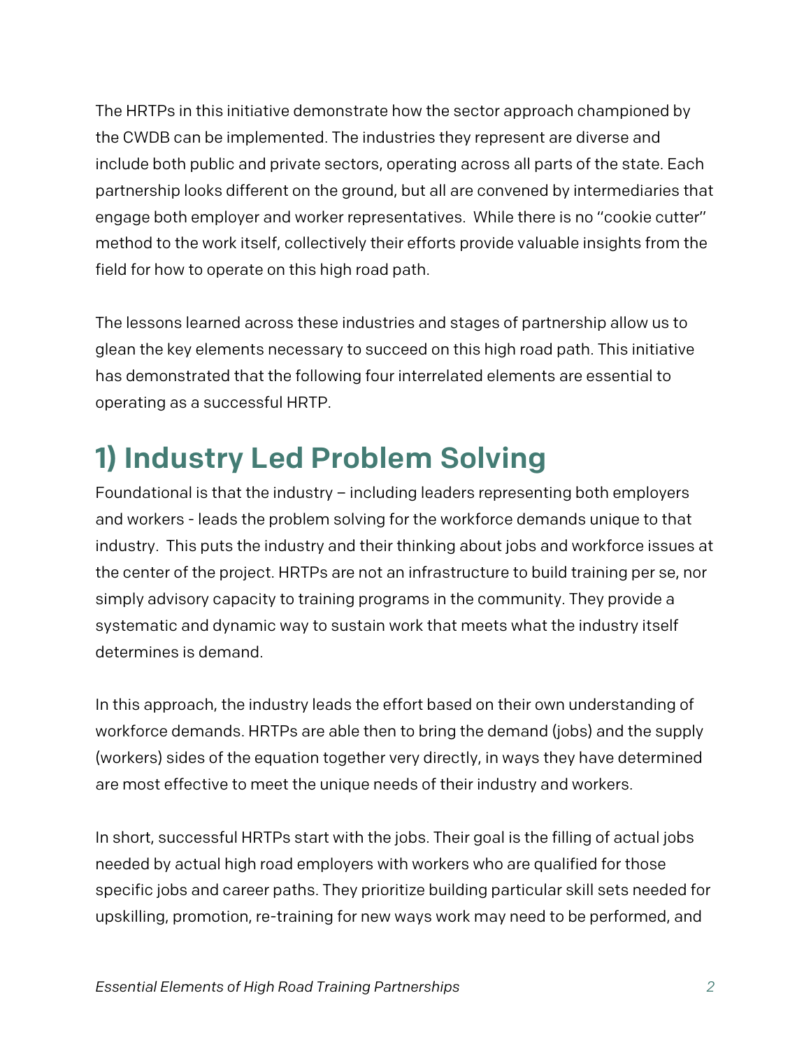The HRTPs in this initiative demonstrate how the sector approach championed by the CWDB can be implemented. The industries they represent are diverse and include both public and private sectors, operating across all parts of the state. Each partnership looks different on the ground, but all are convened by intermediaries that engage both employer and worker representatives.  While there is no "cookie cutter" method to the work itself, collectively their efforts provide valuable insights from the field for how to operate on this high road path.

The lessons learned across these industries and stages of partnership allow us to glean the key elements necessary to succeed on this high road path. This initiative has demonstrated that the following four interrelated elements are essential to operating as a successful HRTP.

## 1) Industry Led Problem Solving

Foundational is that the industry – including leaders representing both employers and workers - leads the problem solving for the workforce demands unique to that industry.  This puts the industry and their thinking about jobs and workforce issues at the center of the project. HRTPs are not an infrastructure to build training per se, nor simply advisory capacity to training programs in the community. They provide a systematic and dynamic way to sustain work that meets what the industry itself determines is demand.

In this approach, the industry leads the effort based on their own understanding of workforce demands. HRTPs are able then to bring the demand (jobs) and the supply (workers) sides of the equation together very directly, in ways they have determined are most effective to meet the unique needs of their industry and workers.

In short, successful HRTPs start with the jobs. Their goal is the filling of actual jobs needed by actual high road employers with workers who are qualified for those specific jobs and career paths. They prioritize building particular skill sets needed for upskilling, promotion, re-training for new ways work may need to be performed, and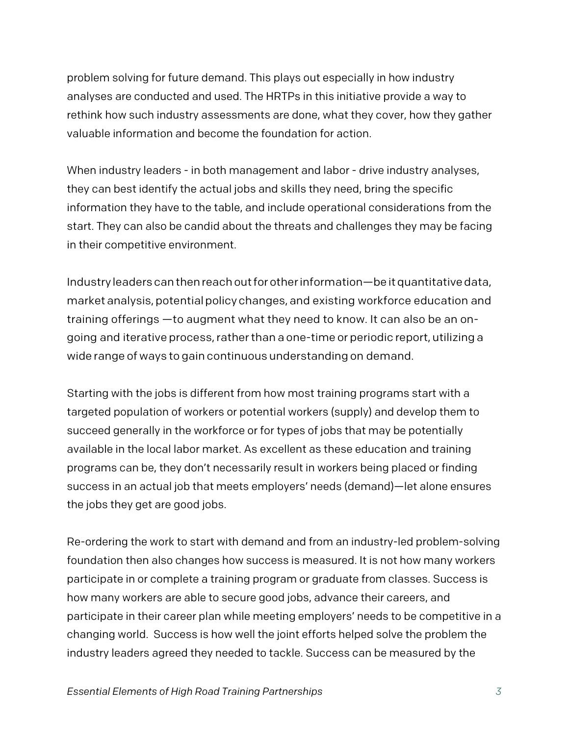problem solving for future demand. This plays out especially in how industry analyses are conducted and used. The HRTPs in this initiative provide a way to rethink how such industry assessments are done, what they cover, how they gather valuable information and become the foundation for action.

When industry leaders - in both management and labor - drive industry analyses, they can best identify the actual jobs and skills they need, bring the specific information they have to the table, and include operational considerations from the start. They can also be candid about the threats and challenges they may be facing in their competitive environment.

Industry leaders can then reach out for other information—be it quantitative data, market analysis, potential policy changes, and existing workforce education and training offerings —to augment what they need to know. It can also be an on-going and iterative process, rather than a one-time or periodic report, utilizing a wide range of ways to gain continuous understanding on demand.

Starting with the jobs is different from how most training programs start with a targeted population of workers or potential workers (supply) and develop them to succeed generally in the workforce or for types of jobs that may be potentially available in the local labor market. As excellent as these education and training programs can be, they don't necessarily result in workers being placed or finding success in an actual job that meets employers' needs (demand)—let alone ensures the jobs they get are good jobs.

Re-ordering the work to start with demand and from an industry-led problem-solving foundation then also changes how success is measured. It is not how many workers participate in or complete a training program or graduate from classes. Success is how many workers are able to secure good jobs, advance their careers, and participate in their career plan while meeting employers' needs to be competitive in a changing world. Success is how well the joint efforts helped solve the problem the industry leaders agreed they needed to tackle. Success can be measured by the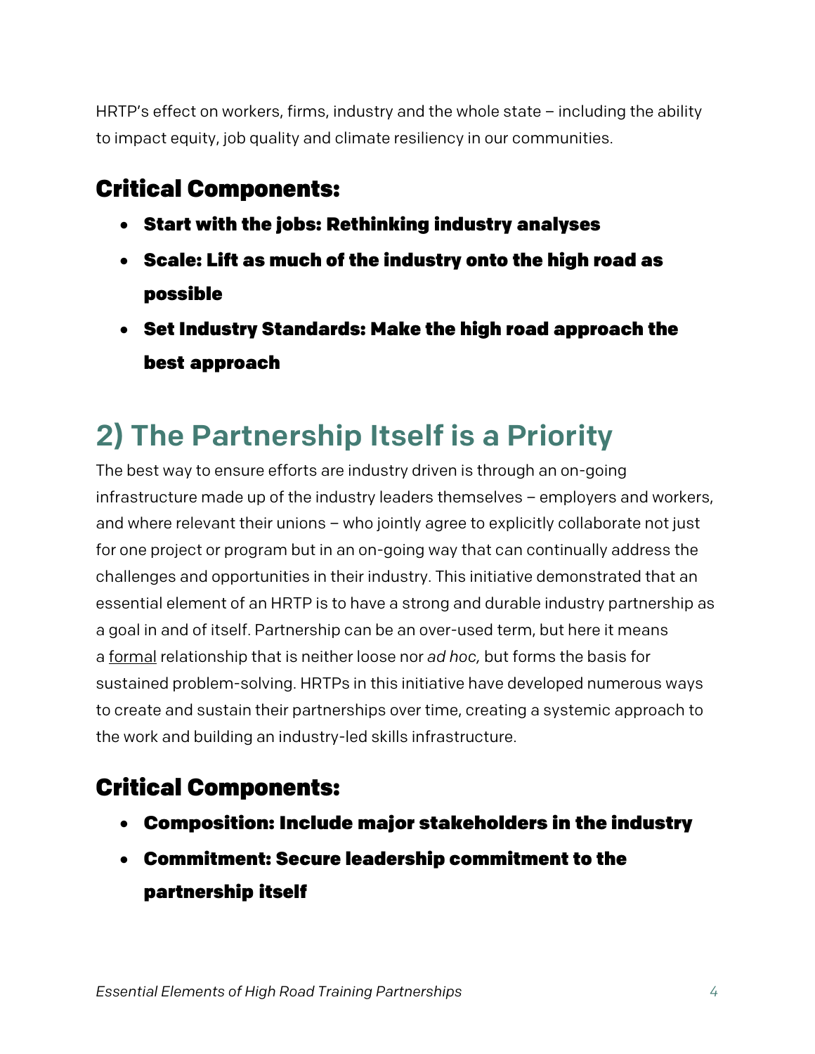HRTP's effect on workers, firms, industry and the whole state – including the ability to impact equity, job quality and climate resiliency in our communities.

### Critical Components:

- **Start with the jobs: Rethinking industry analyses**
- **Scale: Lift as much of the industry onto the high road as possible**
- **Set Industry Standards: Make the high road approach the best approach**

## 2) The Partnership Itself is a Priority

The best way to ensure efforts are industry driven is through an on-going infrastructure made up of the industry leaders themselves – employers and workers, and where relevant their unions – who jointly agree to explicitly collaborate not just for one project or program but in an on-going way that can continually address the challenges and opportunities in their industry. This initiative demonstrated that an essential element of an HRTP is to have a strong and durable industry partnership as a goal in and of itself. Partnership can be an over-used term, but here it means a <u>formal</u> relationship that is neither loose nor *ad hoc,* but forms the basis for sustained problem-solving. HRTPs in this initiative have developed numerous ways to create and sustain their partnerships over time, creating a systemic approach to the work and building an industry-led skills infrastructure.

### Critical Components:

- **Composition: Include major stakeholders in the industry**
- **Commitment: Secure leadership commitment to the partnership itself**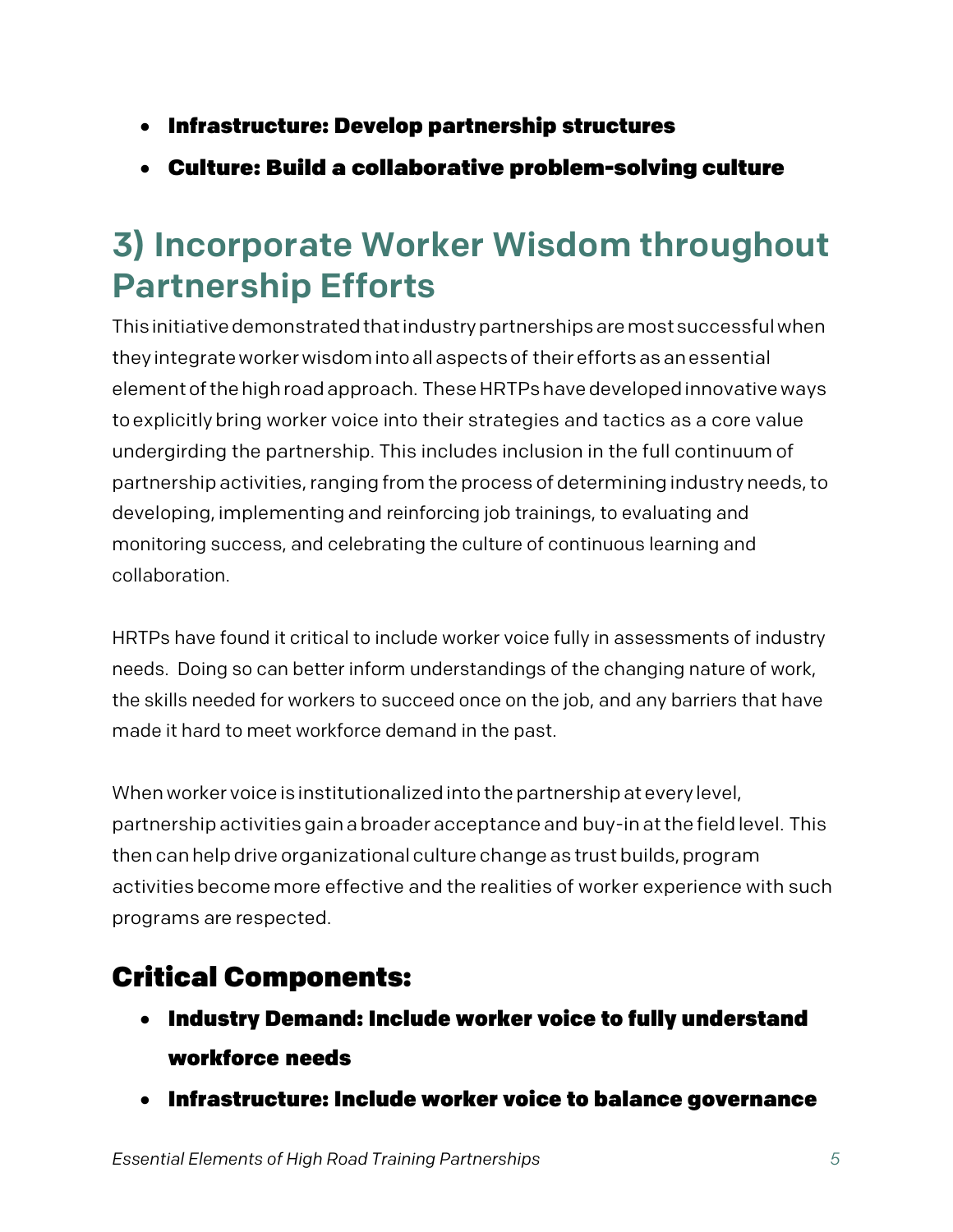- **Infrastructure: Develop partnership structures**
- **Culture: Build a collaborative problem-solving culture**

## 3) Incorporate Worker Wisdom throughout Partnership Efforts

This initiative demonstrated that industry partnerships are most successful when they integrate worker wisdom into all aspects of their efforts as an essential element of the high road approach. These HRTPs have developed innovative ways to explicitly bring worker voice into their strategies and tactics as a core value undergirding the partnership. This includes inclusion in the full continuum of partnership activities, ranging from the process of determining industry needs, to developing, implementing and reinforcing job trainings, to evaluating and monitoring success, and celebrating the culture of continuous learning and collaboration.

HRTPs have found it critical to include worker voice fully in assessments of industry needs. Doing so can better inform understandings of the changing nature of work, the skills needed for workers to succeed once on the job, and any barriers that have made it hard to meet workforce demand in the past.

When worker voice is institutionalized into the partnership at every level, partnership activities gain a broader acceptance and buy-in at the field level. This then can help drive organizational culture change as trust builds, program activities become more effective and the realities of worker experience with such programs are respected.

### Critical Components:

- **Industry Demand: Include worker voice to fully understand workforce needs**
- **Infrastructure: Include worker voice to balance governance**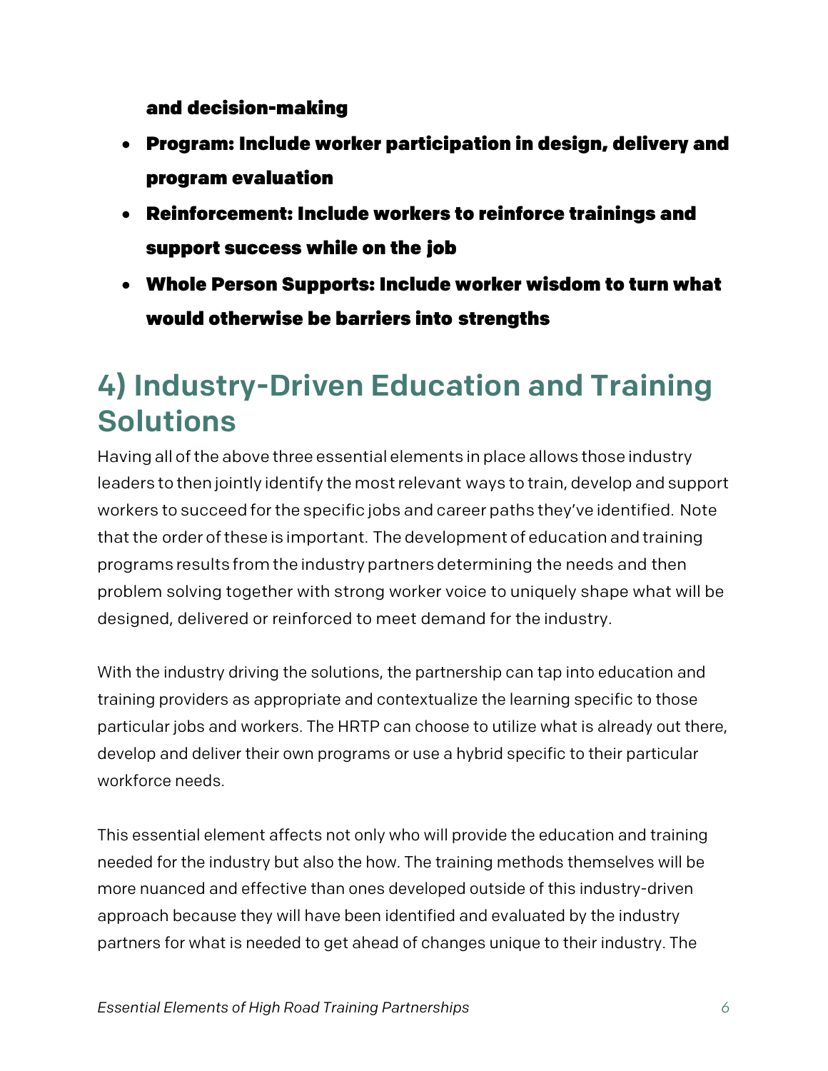**and decision-making**

- **Program: Include worker participation in design, delivery and program evaluation**
- **Reinforcement: Include workers to reinforce trainings and support success while on the job**
- **Whole Person Supports: Include worker wisdom to turn what would otherwise be barriers into strengths**

## 4) Industry-Driven Education and Training Solutions

Having all of the above three essential elements in place allows those industry leaders to then jointly identify the most relevant ways to train, develop and support workers to succeed for the specific jobs and career paths they've identified. Note that the order of these is important. The development of education and training programs results from the industry partners determining the needs and then problem solving together with strong worker voice to uniquely shape what will be designed, delivered or reinforced to meet demand for the industry.

With the industry driving the solutions, the partnership can tap into education and training providers as appropriate and contextualize the learning specific to those particular jobs and workers. The HRTP can choose to utilize what is already out there, develop and deliver their own programs or use a hybrid specific to their particular workforce needs.

This essential element affects not only who will provide the education and training needed for the industry but also the how. The training methods themselves will be more nuanced and effective than ones developed outside of this industry-driven approach because they will have been identified and evaluated by the industry partners for what is needed to get ahead of changes unique to their industry. The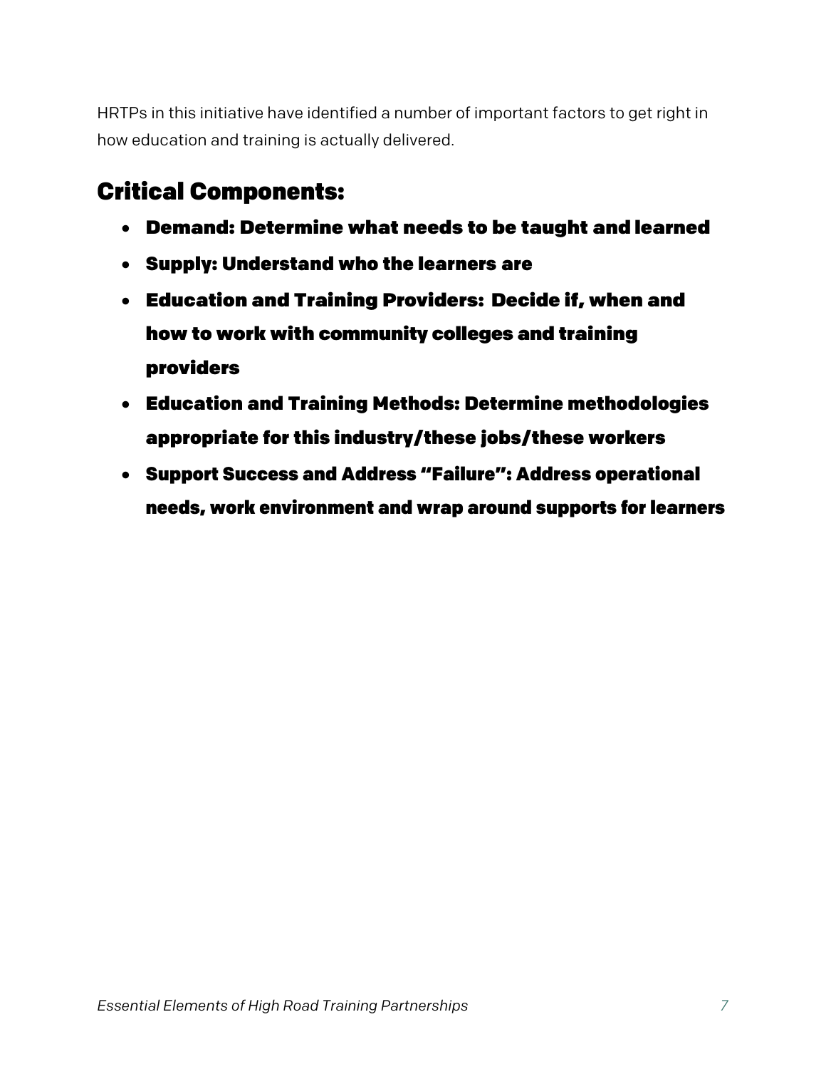HRTPs in this initiative have identified a number of important factors to get right in how education and training is actually delivered.

## Critical Components:

- **Demand: Determine what needs to be taught and learned**
- **Supply: Understand who the learners are**
- **Education and Training Providers: Decide if, when and how to work with community colleges and training providers**
- **Education and Training Methods: Determine methodologies appropriate for this industry/these jobs/these workers**
- **Support Success and Address "Failure": Address operational needs, work environment and wrap around supports for learners**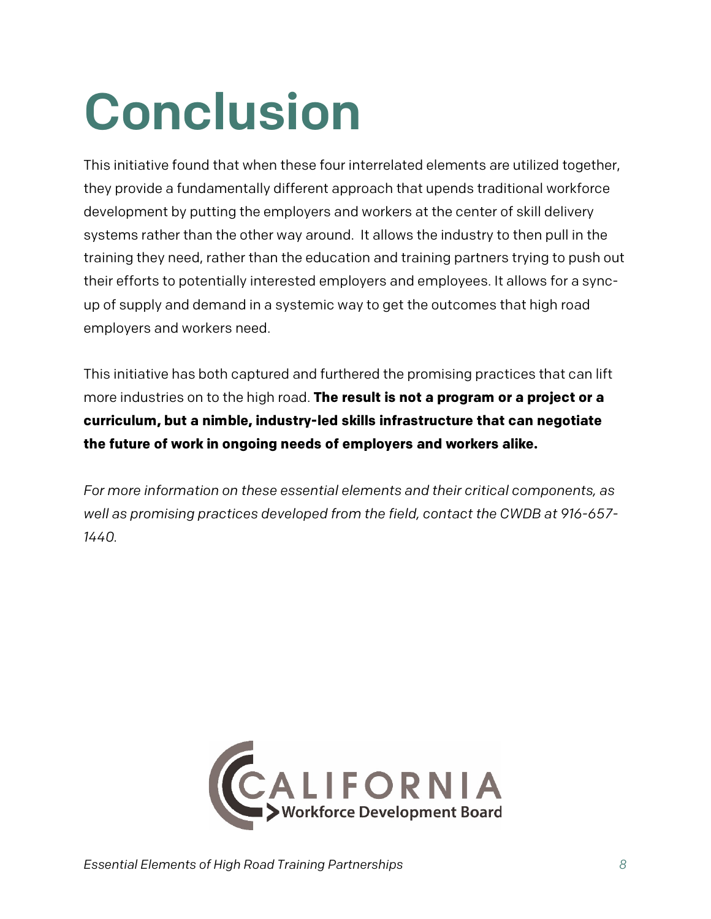# Conclusion

This initiative found that when these four interrelated elements are utilized together, they provide a fundamentally different approach that upends traditional workforce development by putting the employers and workers at the center of skill delivery systems rather than the other way around. It allows the industry to then pull in the training they need, rather than the education and training partners trying to push out their efforts to potentially interested employers and employees. It allows for a sync-up of supply and demand in a systemic way to get the outcomes that high road employers and workers need.

This initiative has both captured and furthered the promising practices that can lift more industries on to the high road. **The result is not a program or a project or a curriculum, but a nimble, industry-led skills infrastructure that can negotiate the future of work in ongoing needs of employers and workers alike.**

*For more information on these essential elements and their critical components, as well as promising practices developed from the field, contact the CWDB at 916-657-1440.*

CALIFORNIA Workforce Development Board